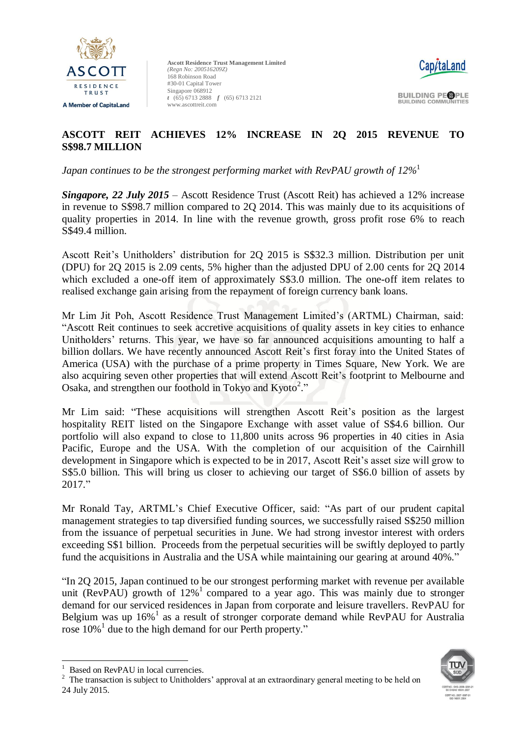Ascott Residence Trust Management Limited
*(Regn No: 200516209Z)*
168 Robinson Road
#30-01 Capital Tower
Singapore 068912
t (65) 6713 2888 f (65) 6713 2121
www.ascottreit.com

# ASCOTT REIT ACHIEVES 12% INCREASE IN 2Q 2015 REVENUE TO S$98.7 MILLION

*Japan continues to be the strongest performing market with RevPAU growth of 12%*[1]

***Singapore, 22 July 2015*** – Ascott Residence Trust (Ascott Reit) has achieved a 12% increase in revenue to S$98.7 million compared to 2Q 2014. This was mainly due to its acquisitions of quality properties in 2014. In line with the revenue growth, gross profit rose 6% to reach S$49.4 million.

Ascott Reit's Unitholders' distribution for 2Q 2015 is S$32.3 million. Distribution per unit (DPU) for 2Q 2015 is 2.09 cents, 5% higher than the adjusted DPU of 2.00 cents for 2Q 2014 which excluded a one-off item of approximately S$3.0 million. The one-off item relates to realised exchange gain arising from the repayment of foreign currency bank loans.

Mr Lim Jit Poh, Ascott Residence Trust Management Limited's (ARTML) Chairman, said: "Ascott Reit continues to seek accretive acquisitions of quality assets in key cities to enhance Unitholders' returns. This year, we have so far announced acquisitions amounting to half a billion dollars. We have recently announced Ascott Reit's first foray into the United States of America (USA) with the purchase of a prime property in Times Square, New York. We are also acquiring seven other properties that will extend Ascott Reit's footprint to Melbourne and Osaka, and strengthen our foothold in Tokyo and Kyoto[2]."

Mr Lim said: "These acquisitions will strengthen Ascott Reit's position as the largest hospitality REIT listed on the Singapore Exchange with asset value of S$4.6 billion. Our portfolio will also expand to close to 11,800 units across 96 properties in 40 cities in Asia Pacific, Europe and the USA. With the completion of our acquisition of the Cairnhill development in Singapore which is expected to be in 2017, Ascott Reit's asset size will grow to S$5.0 billion. This will bring us closer to achieving our target of S$6.0 billion of assets by 2017."

Mr Ronald Tay, ARTML's Chief Executive Officer, said: "As part of our prudent capital management strategies to tap diversified funding sources, we successfully raised S$250 million from the issuance of perpetual securities in June. We had strong investor interest with orders exceeding S$1 billion. Proceeds from the perpetual securities will be swiftly deployed to partly fund the acquisitions in Australia and the USA while maintaining our gearing at around 40%."

"In 2Q 2015, Japan continued to be our strongest performing market with revenue per available unit (RevPAU) growth of 12%[1] compared to a year ago. This was mainly due to stronger demand for our serviced residences in Japan from corporate and leisure travellers. RevPAU for Belgium was up 16%[1] as a result of stronger corporate demand while RevPAU for Australia rose 10%[1] due to the high demand for our Perth property."

[1] Based on RevPAU in local currencies.

[2] The transaction is subject to Unitholders' approval at an extraordinary general meeting to be held on 24 July 2015.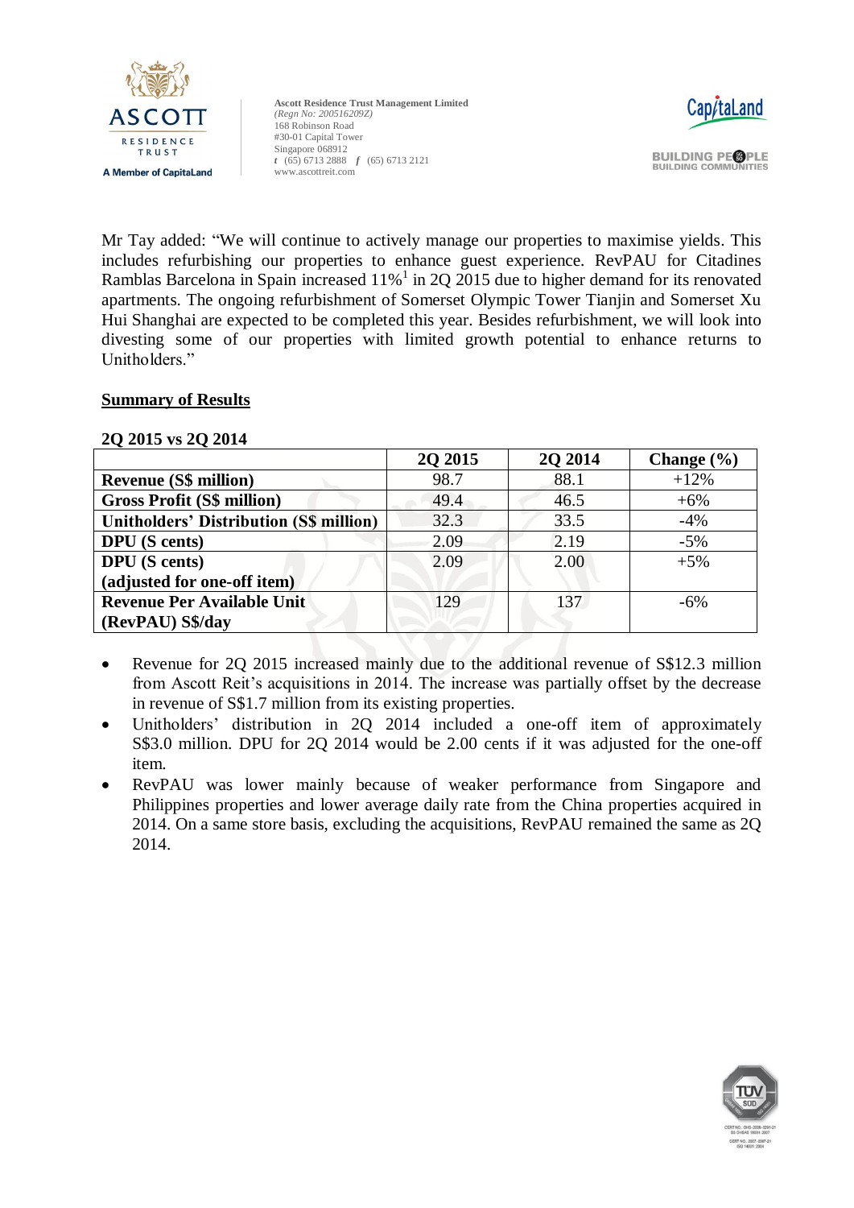Mr Tay added: "We will continue to actively manage our properties to maximise yields. This includes refurbishing our properties to enhance guest experience. RevPAU for Citadines Ramblas Barcelona in Spain increased 11%[1] in 2Q 2015 due to higher demand for its renovated apartments. The ongoing refurbishment of Somerset Olympic Tower Tianjin and Somerset Xu Hui Shanghai are expected to be completed this year. Besides refurbishment, we will look into divesting some of our properties with limited growth potential to enhance returns to Unitholders."

## Summary of Results

### 2Q 2015 vs 2Q 2014

| | 2Q 2015 | 2Q 2014 | Change (%) |
|---|---|---|---|
| **Revenue (S$ million)** | 98.7 | 88.1 | +12% |
| **Gross Profit (S$ million)** | 49.4 | 46.5 | +6% |
| **Unitholders' Distribution (S$ million)** | 32.3 | 33.5 | -4% |
| **DPU (S cents)** | 2.09 | 2.19 | -5% |
| **DPU (S cents) (adjusted for one-off item)** | 2.09 | 2.00 | +5% |
| **Revenue Per Available Unit (RevPAU) S$/day** | 129 | 137 | -6% |

- Revenue for 2Q 2015 increased mainly due to the additional revenue of S$12.3 million from Ascott Reit's acquisitions in 2014. The increase was partially offset by the decrease in revenue of S$1.7 million from its existing properties.
- Unitholders' distribution in 2Q 2014 included a one-off item of approximately S$3.0 million. DPU for 2Q 2014 would be 2.00 cents if it was adjusted for the one-off item.
- RevPAU was lower mainly because of weaker performance from Singapore and Philippines properties and lower average daily rate from the China properties acquired in 2014. On a same store basis, excluding the acquisitions, RevPAU remained the same as 2Q 2014.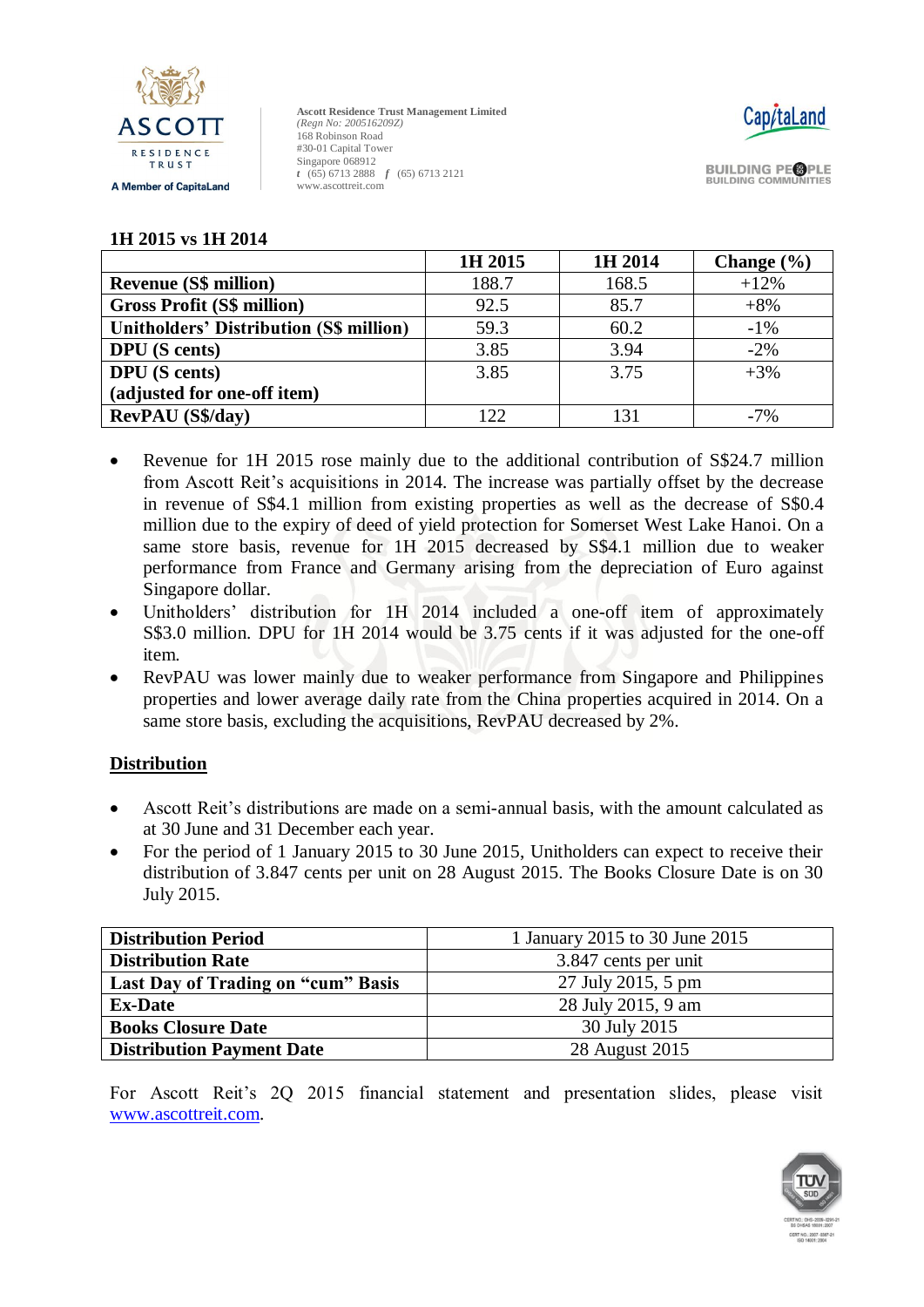**1H 2015 vs 1H 2014**

| | 1H 2015 | 1H 2014 | Change (%) |
|---|---|---|---|
| **Revenue (S$ million)** | 188.7 | 168.5 | +12% |
| **Gross Profit (S$ million)** | 92.5 | 85.7 | +8% |
| **Unitholders' Distribution (S$ million)** | 59.3 | 60.2 | -1% |
| **DPU (S cents)** | 3.85 | 3.94 | -2% |
| **DPU (S cents) (adjusted for one-off item)** | 3.85 | 3.75 | +3% |
| **RevPAU (S$/day)** | 122 | 131 | -7% |

- Revenue for 1H 2015 rose mainly due to the additional contribution of S$24.7 million from Ascott Reit's acquisitions in 2014. The increase was partially offset by the decrease in revenue of S$4.1 million from existing properties as well as the decrease of S$0.4 million due to the expiry of deed of yield protection for Somerset West Lake Hanoi. On a same store basis, revenue for 1H 2015 decreased by S$4.1 million due to weaker performance from France and Germany arising from the depreciation of Euro against Singapore dollar.
- Unitholders' distribution for 1H 2014 included a one-off item of approximately S$3.0 million. DPU for 1H 2014 would be 3.75 cents if it was adjusted for the one-off item.
- RevPAU was lower mainly due to weaker performance from Singapore and Philippines properties and lower average daily rate from the China properties acquired in 2014. On a same store basis, excluding the acquisitions, RevPAU decreased by 2%.

## Distribution

- Ascott Reit's distributions are made on a semi-annual basis, with the amount calculated as at 30 June and 31 December each year.
- For the period of 1 January 2015 to 30 June 2015, Unitholders can expect to receive their distribution of 3.847 cents per unit on 28 August 2015. The Books Closure Date is on 30 July 2015.

| | |
|---|---|
| **Distribution Period** | 1 January 2015 to 30 June 2015 |
| **Distribution Rate** | 3.847 cents per unit |
| **Last Day of Trading on "cum" Basis** | 27 July 2015, 5 pm |
| **Ex-Date** | 28 July 2015, 9 am |
| **Books Closure Date** | 30 July 2015 |
| **Distribution Payment Date** | 28 August 2015 |

For Ascott Reit's 2Q 2015 financial statement and presentation slides, please visit www.ascottreit.com.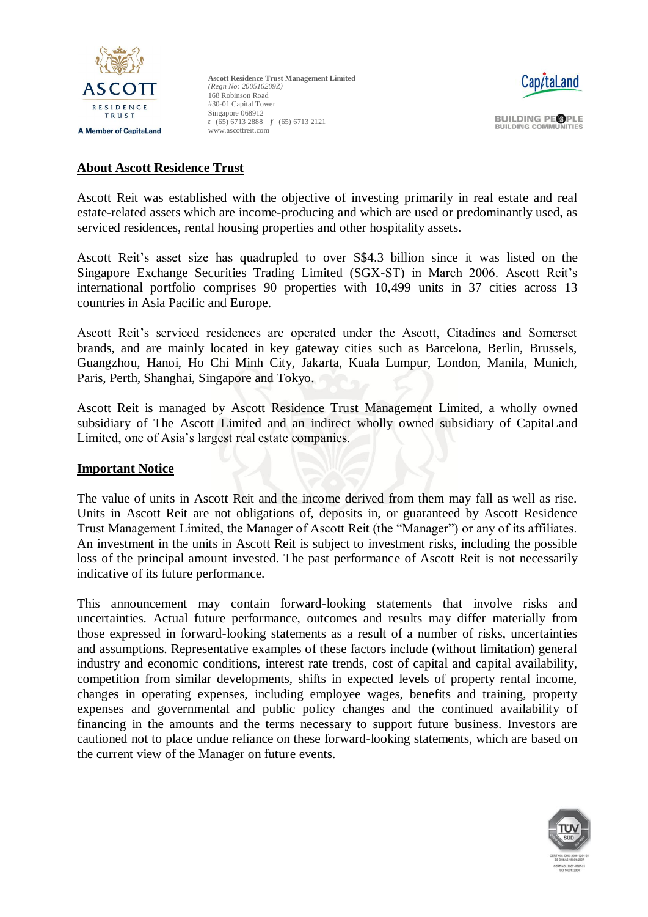## About Ascott Residence Trust

Ascott Reit was established with the objective of investing primarily in real estate and real estate-related assets which are income-producing and which are used or predominantly used, as serviced residences, rental housing properties and other hospitality assets.

Ascott Reit's asset size has quadrupled to over S$4.3 billion since it was listed on the Singapore Exchange Securities Trading Limited (SGX-ST) in March 2006. Ascott Reit's international portfolio comprises 90 properties with 10,499 units in 37 cities across 13 countries in Asia Pacific and Europe.

Ascott Reit's serviced residences are operated under the Ascott, Citadines and Somerset brands, and are mainly located in key gateway cities such as Barcelona, Berlin, Brussels, Guangzhou, Hanoi, Ho Chi Minh City, Jakarta, Kuala Lumpur, London, Manila, Munich, Paris, Perth, Shanghai, Singapore and Tokyo.

Ascott Reit is managed by Ascott Residence Trust Management Limited, a wholly owned subsidiary of The Ascott Limited and an indirect wholly owned subsidiary of CapitaLand Limited, one of Asia's largest real estate companies.

## Important Notice

The value of units in Ascott Reit and the income derived from them may fall as well as rise. Units in Ascott Reit are not obligations of, deposits in, or guaranteed by Ascott Residence Trust Management Limited, the Manager of Ascott Reit (the "Manager") or any of its affiliates. An investment in the units in Ascott Reit is subject to investment risks, including the possible loss of the principal amount invested. The past performance of Ascott Reit is not necessarily indicative of its future performance.

This announcement may contain forward-looking statements that involve risks and uncertainties. Actual future performance, outcomes and results may differ materially from those expressed in forward-looking statements as a result of a number of risks, uncertainties and assumptions. Representative examples of these factors include (without limitation) general industry and economic conditions, interest rate trends, cost of capital and capital availability, competition from similar developments, shifts in expected levels of property rental income, changes in operating expenses, including employee wages, benefits and training, property expenses and governmental and public policy changes and the continued availability of financing in the amounts and the terms necessary to support future business. Investors are cautioned not to place undue reliance on these forward-looking statements, which are based on the current view of the Manager on future events.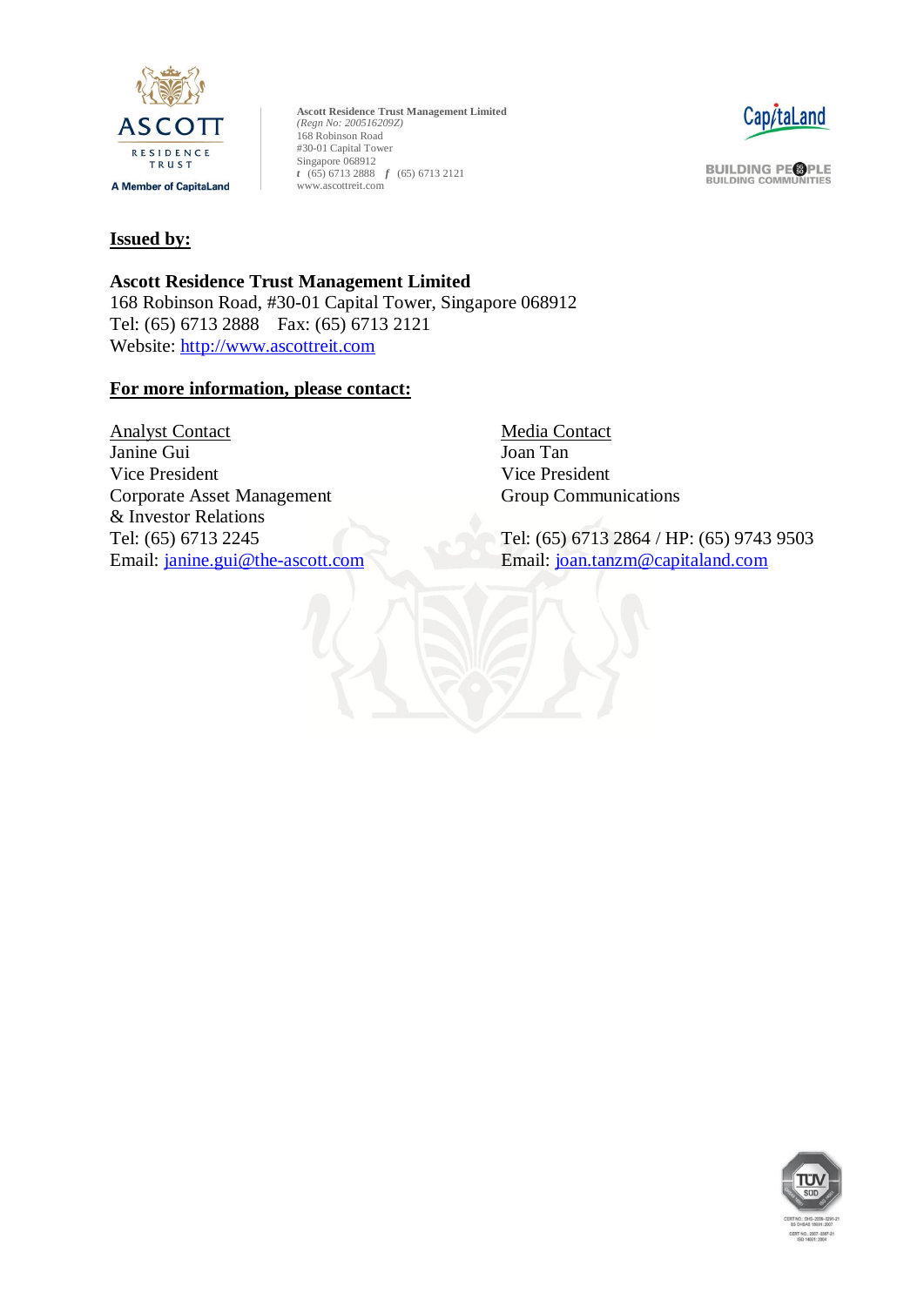**Issued by:**

**Ascott Residence Trust Management Limited**
168 Robinson Road, #30-01 Capital Tower, Singapore 068912
Tel: (65) 6713 2888    Fax: (65) 6713 2121
Website: http://www.ascottreit.com

**For more information, please contact:**

Analyst Contact
Janine Gui
Vice President
Corporate Asset Management
& Investor Relations
Tel: (65) 6713 2245
Email: janine.gui@the-ascott.com

Media Contact
Joan Tan
Vice President
Group Communications

Tel: (65) 6713 2864 / HP: (65) 9743 9503
Email: joan.tanzm@capitaland.com